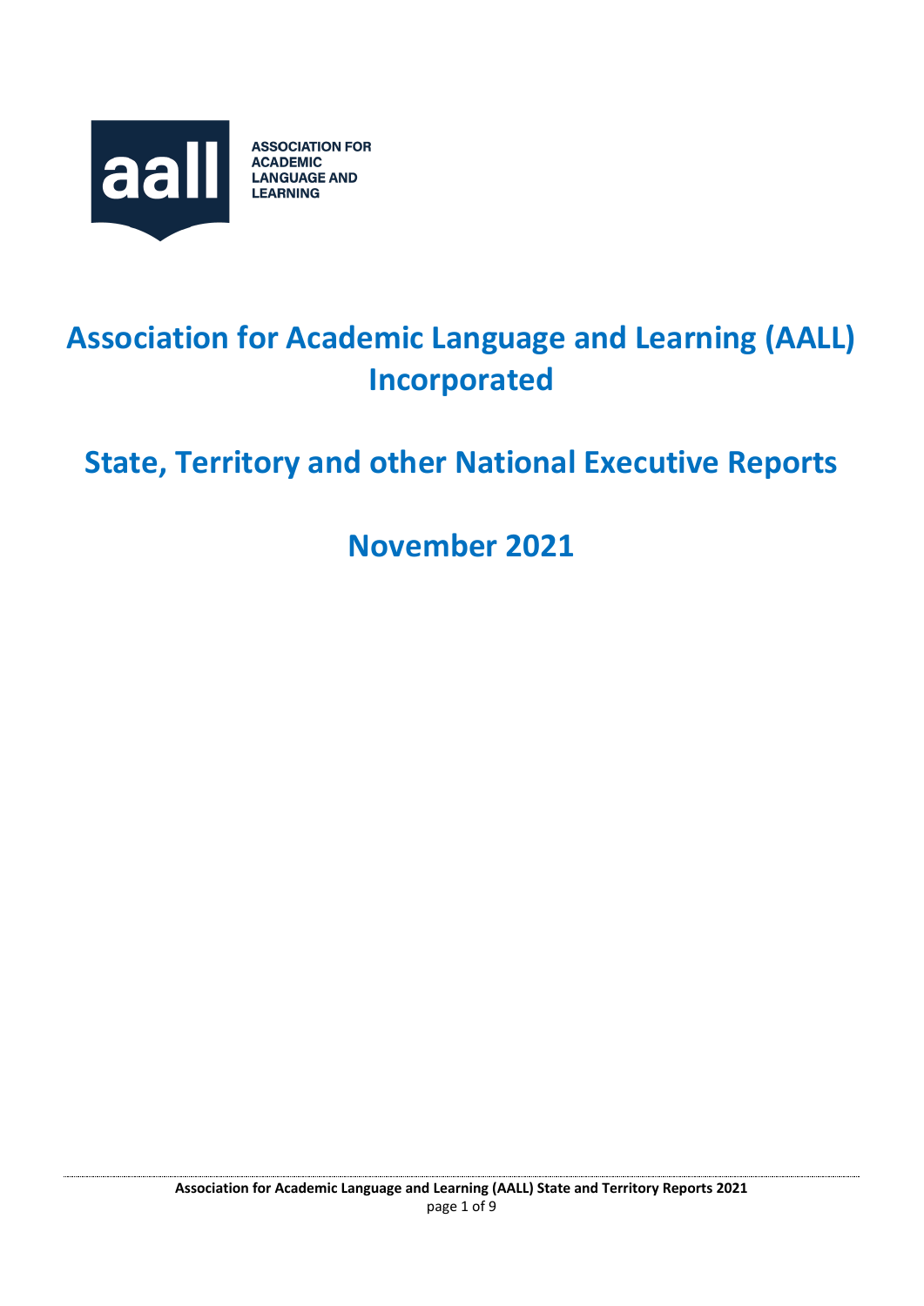ASSOCIATION FOR ACADEMIC LANGUAGE AND LEARNING

# Association for Academic Language and Learning (AALL) Incorporated

## State, Territory and other National Executive Reports

## November 2021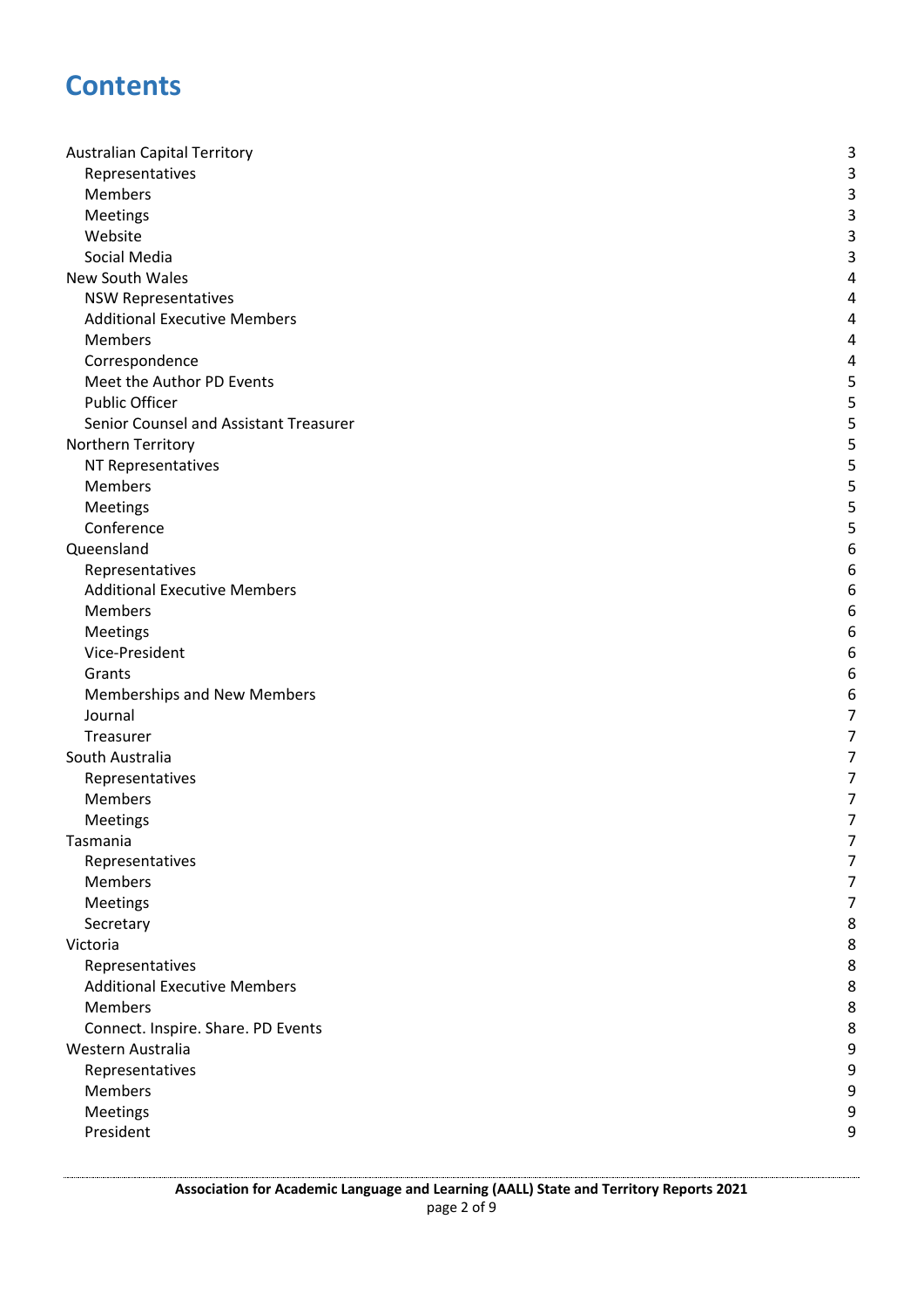# Contents

| | |
|---|---|
| Australian Capital Territory | 3 |
| Representatives | 3 |
| Members | 3 |
| Meetings | 3 |
| Website | 3 |
| Social Media | 3 |
| New South Wales | 4 |
| NSW Representatives | 4 |
| Additional Executive Members | 4 |
| Members | 4 |
| Correspondence | 4 |
| Meet the Author PD Events | 5 |
| Public Officer | 5 |
| Senior Counsel and Assistant Treasurer | 5 |
| Northern Territory | 5 |
| NT Representatives | 5 |
| Members | 5 |
| Meetings | 5 |
| Conference | 5 |
| Queensland | 6 |
| Representatives | 6 |
| Additional Executive Members | 6 |
| Members | 6 |
| Meetings | 6 |
| Vice-President | 6 |
| Grants | 6 |
| Memberships and New Members | 6 |
| Journal | 7 |
| Treasurer | 7 |
| South Australia | 7 |
| Representatives | 7 |
| Members | 7 |
| Meetings | 7 |
| Tasmania | 7 |
| Representatives | 7 |
| Members | 7 |
| Meetings | 7 |
| Secretary | 8 |
| Victoria | 8 |
| Representatives | 8 |
| Additional Executive Members | 8 |
| Members | 8 |
| Connect. Inspire. Share. PD Events | 8 |
| Western Australia | 9 |
| Representatives | 9 |
| Members | 9 |
| Meetings | 9 |
| President | 9 |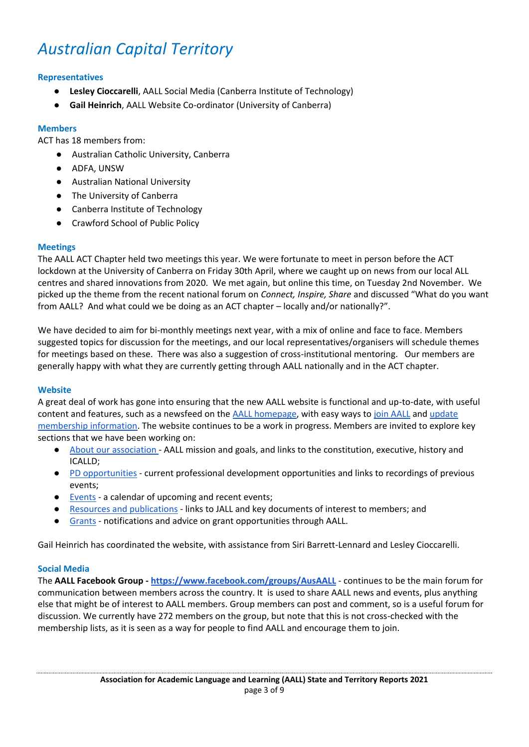# *Australian Capital Territory*

### Representatives

- **Lesley Cioccarelli**, AALL Social Media (Canberra Institute of Technology)
- **Gail Heinrich**, AALL Website Co-ordinator (University of Canberra)

### Members

ACT has 18 members from:

- Australian Catholic University, Canberra
- ADFA, UNSW
- Australian National University
- The University of Canberra
- Canberra Institute of Technology
- Crawford School of Public Policy

### Meetings

The AALL ACT Chapter held two meetings this year. We were fortunate to meet in person before the ACT lockdown at the University of Canberra on Friday 30th April, where we caught up on news from our local ALL centres and shared innovations from 2020. We met again, but online this time, on Tuesday 2nd November. We picked up the theme from the recent national forum on *Connect, Inspire, Share* and discussed "What do you want from AALL? And what could we be doing as an ACT chapter – locally and/or nationally?".

We have decided to aim for bi-monthly meetings next year, with a mix of online and face to face. Members suggested topics for discussion for the meetings, and our local representatives/organisers will schedule themes for meetings based on these. There was also a suggestion of cross-institutional mentoring. Our members are generally happy with what they are currently getting through AALL nationally and in the ACT chapter.

### Website

A great deal of work has gone into ensuring that the new AALL website is functional and up-to-date, with useful content and features, such as a newsfeed on the AALL homepage, with easy ways to join AALL and update membership information. The website continues to be a work in progress. Members are invited to explore key sections that we have been working on:

- About our association - AALL mission and goals, and links to the constitution, executive, history and ICALLD;
- PD opportunities - current professional development opportunities and links to recordings of previous events;
- Events - a calendar of upcoming and recent events;
- Resources and publications - links to JALL and key documents of interest to members; and
- Grants - notifications and advice on grant opportunities through AALL.

Gail Heinrich has coordinated the website, with assistance from Siri Barrett-Lennard and Lesley Cioccarelli.

### Social Media

The **AALL Facebook Group - https://www.facebook.com/groups/AusAALL** - continues to be the main forum for communication between members across the country. It is used to share AALL news and events, plus anything else that might be of interest to AALL members. Group members can post and comment, so is a useful forum for discussion. We currently have 272 members on the group, but note that this is not cross-checked with the membership lists, as it is seen as a way for people to find AALL and encourage them to join.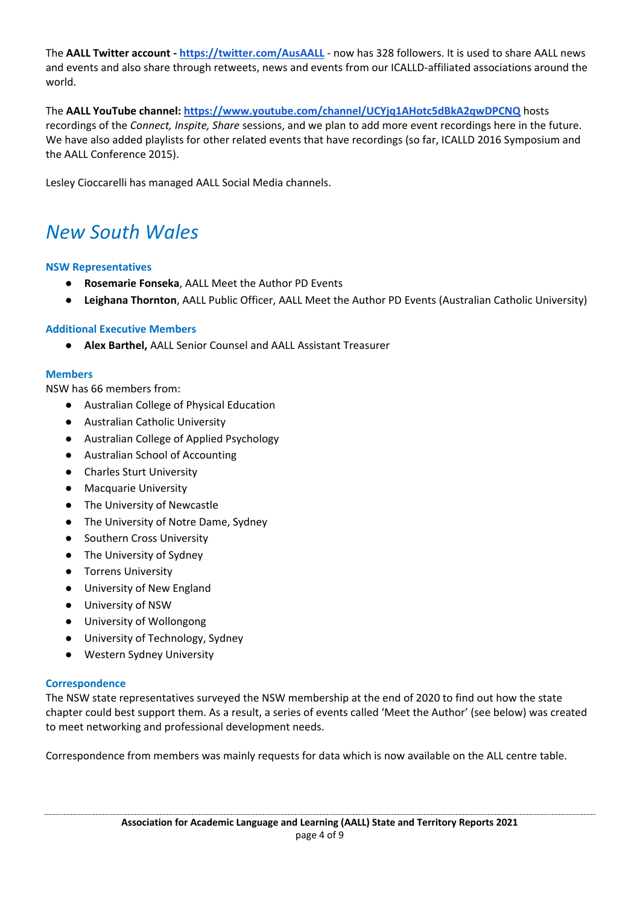The **AALL Twitter account - [https://twitter.com/AusAALL](https://twitter.com/AusAALL)** - now has 328 followers. It is used to share AALL news and events and also share through retweets, news and events from our ICALLD-affiliated associations around the world.

The **AALL YouTube channel: [https://www.youtube.com/channel/UCYjq1AHotc5dBkA2qwDPCNQ](https://www.youtube.com/channel/UCYjq1AHotc5dBkA2qwDPCNQ)** hosts recordings of the *Connect, Inspite, Share* sessions, and we plan to add more event recordings here in the future. We have also added playlists for other related events that have recordings (so far, ICALLD 2016 Symposium and the AALL Conference 2015).

Lesley Cioccarelli has managed AALL Social Media channels.

# *New South Wales*

### NSW Representatives

- **Rosemarie Fonseka**, AALL Meet the Author PD Events
- **Leighana Thornton**, AALL Public Officer, AALL Meet the Author PD Events (Australian Catholic University)

### Additional Executive Members

- **Alex Barthel,** AALL Senior Counsel and AALL Assistant Treasurer

### Members

NSW has 66 members from:

- Australian College of Physical Education
- Australian Catholic University
- Australian College of Applied Psychology
- Australian School of Accounting
- Charles Sturt University
- Macquarie University
- The University of Newcastle
- The University of Notre Dame, Sydney
- Southern Cross University
- The University of Sydney
- Torrens University
- University of New England
- University of NSW
- University of Wollongong
- University of Technology, Sydney
- Western Sydney University

### Correspondence

The NSW state representatives surveyed the NSW membership at the end of 2020 to find out how the state chapter could best support them. As a result, a series of events called 'Meet the Author' (see below) was created to meet networking and professional development needs.

Correspondence from members was mainly requests for data which is now available on the ALL centre table.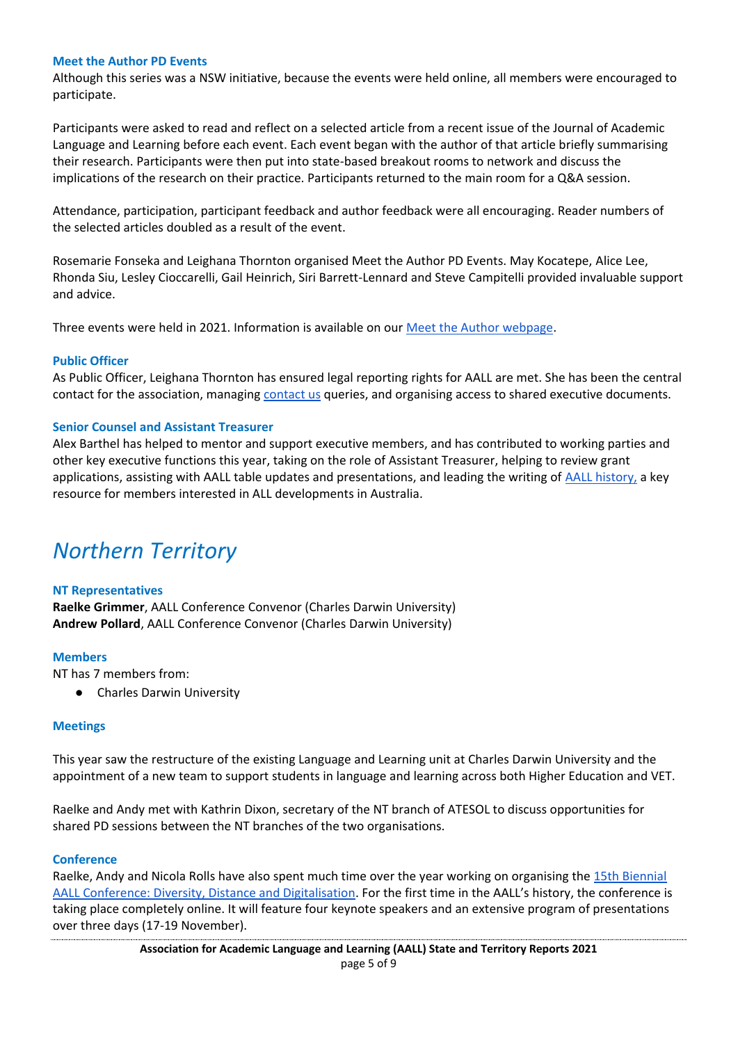### Meet the Author PD Events

Although this series was a NSW initiative, because the events were held online, all members were encouraged to participate.

Participants were asked to read and reflect on a selected article from a recent issue of the Journal of Academic Language and Learning before each event. Each event began with the author of that article briefly summarising their research. Participants were then put into state-based breakout rooms to network and discuss the implications of the research on their practice. Participants returned to the main room for a Q&A session.

Attendance, participation, participant feedback and author feedback were all encouraging. Reader numbers of the selected articles doubled as a result of the event.

Rosemarie Fonseka and Leighana Thornton organised Meet the Author PD Events. May Kocatepe, Alice Lee, Rhonda Siu, Lesley Cioccarelli, Gail Heinrich, Siri Barrett-Lennard and Steve Campitelli provided invaluable support and advice.

Three events were held in 2021. Information is available on our Meet the Author webpage.

### Public Officer

As Public Officer, Leighana Thornton has ensured legal reporting rights for AALL are met. She has been the central contact for the association, managing contact us queries, and organising access to shared executive documents.

### Senior Counsel and Assistant Treasurer

Alex Barthel has helped to mentor and support executive members, and has contributed to working parties and other key executive functions this year, taking on the role of Assistant Treasurer, helping to review grant applications, assisting with AALL table updates and presentations, and leading the writing of AALL history, a key resource for members interested in ALL developments in Australia.

## *Northern Territory*

### NT Representatives

**Raelke Grimmer**, AALL Conference Convenor (Charles Darwin University)
**Andrew Pollard**, AALL Conference Convenor (Charles Darwin University)

### Members

NT has 7 members from:

- Charles Darwin University

### Meetings

This year saw the restructure of the existing Language and Learning unit at Charles Darwin University and the appointment of a new team to support students in language and learning across both Higher Education and VET.

Raelke and Andy met with Kathrin Dixon, secretary of the NT branch of ATESOL to discuss opportunities for shared PD sessions between the NT branches of the two organisations.

### Conference

Raelke, Andy and Nicola Rolls have also spent much time over the year working on organising the 15th Biennial AALL Conference: Diversity, Distance and Digitalisation. For the first time in the AALL's history, the conference is taking place completely online. It will feature four keynote speakers and an extensive program of presentations over three days (17-19 November).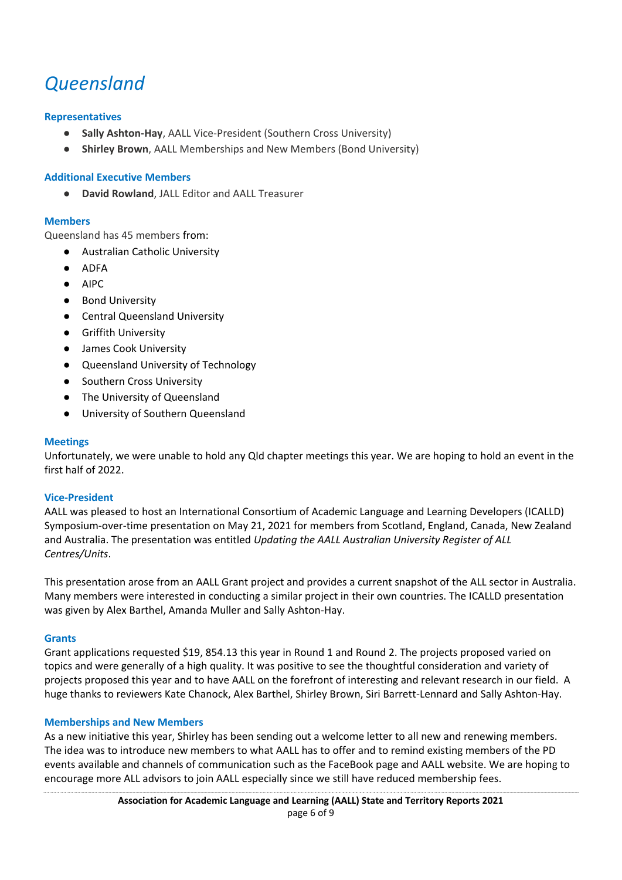# *Queensland*

### Representatives

- **Sally Ashton-Hay**, AALL Vice-President (Southern Cross University)
- **Shirley Brown**, AALL Memberships and New Members (Bond University)

### Additional Executive Members

- **David Rowland**, JALL Editor and AALL Treasurer

### Members

Queensland has 45 members from:

- Australian Catholic University
- ADFA
- AIPC
- Bond University
- Central Queensland University
- Griffith University
- James Cook University
- Queensland University of Technology
- Southern Cross University
- The University of Queensland
- University of Southern Queensland

### Meetings

Unfortunately, we were unable to hold any Qld chapter meetings this year. We are hoping to hold an event in the first half of 2022.

### Vice-President

AALL was pleased to host an International Consortium of Academic Language and Learning Developers (ICALLD) Symposium-over-time presentation on May 21, 2021 for members from Scotland, England, Canada, New Zealand and Australia. The presentation was entitled *Updating the AALL Australian University Register of ALL Centres/Units*.

This presentation arose from an AALL Grant project and provides a current snapshot of the ALL sector in Australia. Many members were interested in conducting a similar project in their own countries. The ICALLD presentation was given by Alex Barthel, Amanda Muller and Sally Ashton-Hay.

### Grants

Grant applications requested $19, 854.13 this year in Round 1 and Round 2. The projects proposed varied on topics and were generally of a high quality. It was positive to see the thoughtful consideration and variety of projects proposed this year and to have AALL on the forefront of interesting and relevant research in our field. A huge thanks to reviewers Kate Chanock, Alex Barthel, Shirley Brown, Siri Barrett-Lennard and Sally Ashton-Hay.

### Memberships and New Members

As a new initiative this year, Shirley has been sending out a welcome letter to all new and renewing members. The idea was to introduce new members to what AALL has to offer and to remind existing members of the PD events available and channels of communication such as the FaceBook page and AALL website. We are hoping to encourage more ALL advisors to join AALL especially since we still have reduced membership fees.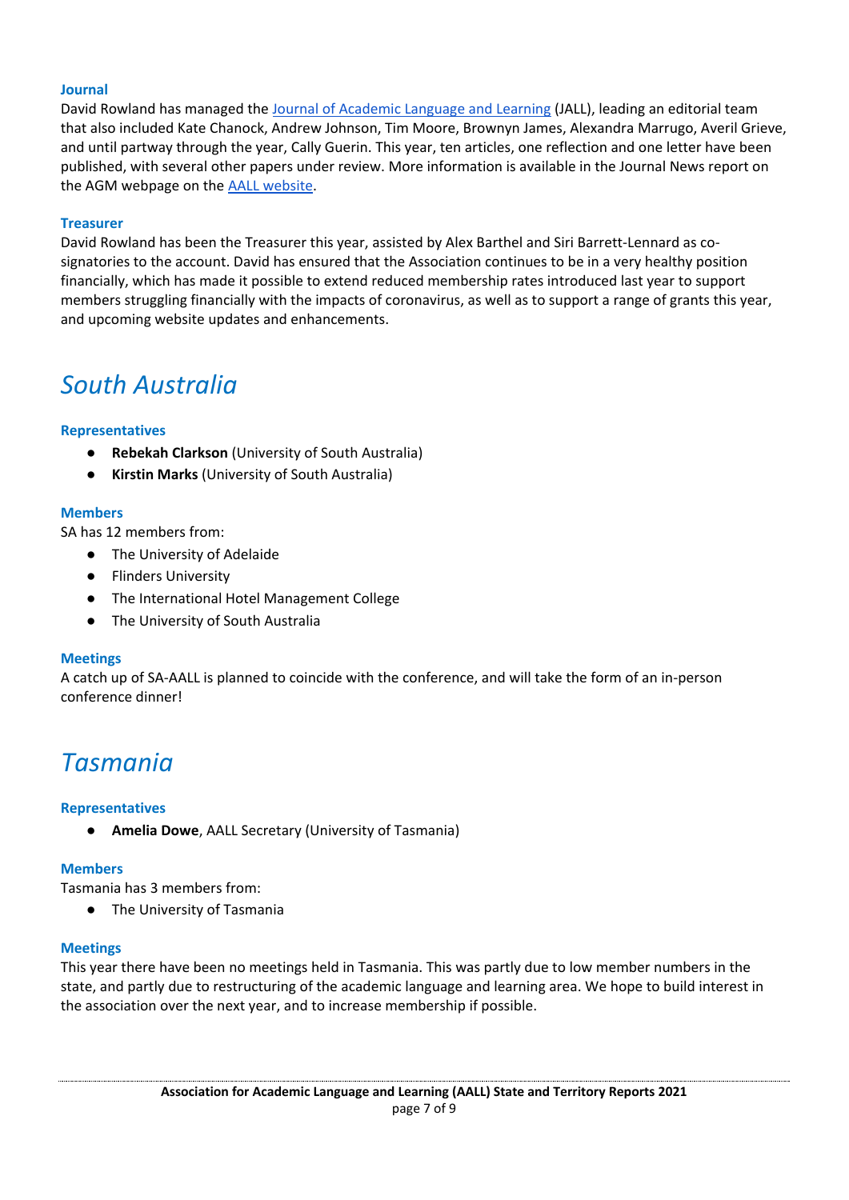### Journal

David Rowland has managed the [Journal of Academic Language and Learning]() (JALL), leading an editorial team that also included Kate Chanock, Andrew Johnson, Tim Moore, Brownyn James, Alexandra Marrugo, Averil Grieve, and until partway through the year, Cally Guerin. This year, ten articles, one reflection and one letter have been published, with several other papers under review. More information is available in the Journal News report on the AGM webpage on the [AALL website]().

### Treasurer

David Rowland has been the Treasurer this year, assisted by Alex Barthel and Siri Barrett-Lennard as co-signatories to the account. David has ensured that the Association continues to be in a very healthy position financially, which has made it possible to extend reduced membership rates introduced last year to support members struggling financially with the impacts of coronavirus, as well as to support a range of grants this year, and upcoming website updates and enhancements.

## *South Australia*

### Representatives

- **Rebekah Clarkson** (University of South Australia)
- **Kirstin Marks** (University of South Australia)

### Members

SA has 12 members from:

- The University of Adelaide
- Flinders University
- The International Hotel Management College
- The University of South Australia

### Meetings

A catch up of SA-AALL is planned to coincide with the conference, and will take the form of an in-person conference dinner!

## *Tasmania*

### Representatives

- **Amelia Dowe**, AALL Secretary (University of Tasmania)

### Members

Tasmania has 3 members from:

- The University of Tasmania

### Meetings

This year there have been no meetings held in Tasmania. This was partly due to low member numbers in the state, and partly due to restructuring of the academic language and learning area. We hope to build interest in the association over the next year, and to increase membership if possible.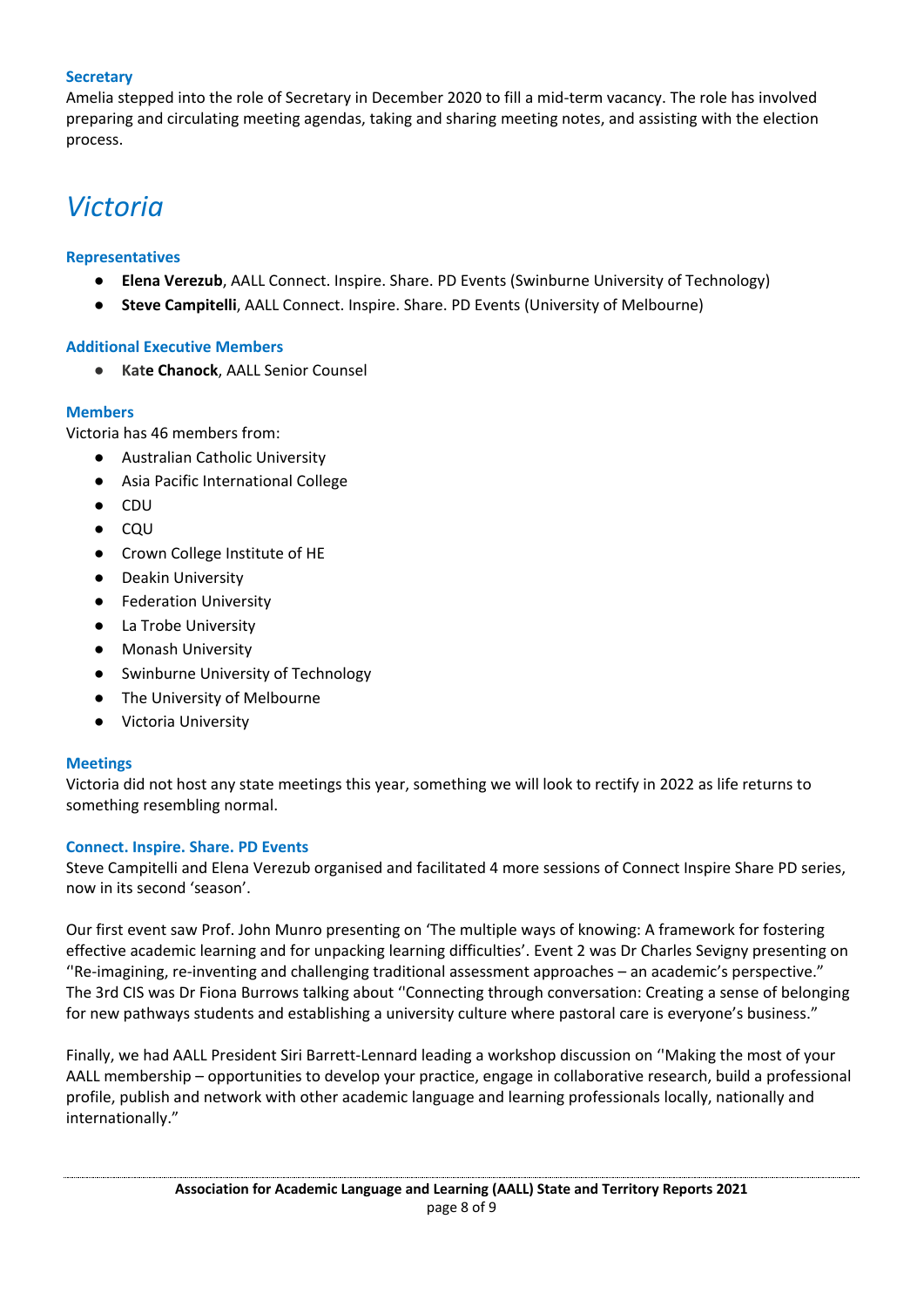### Secretary

Amelia stepped into the role of Secretary in December 2020 to fill a mid-term vacancy. The role has involved preparing and circulating meeting agendas, taking and sharing meeting notes, and assisting with the election process.

## *Victoria*

### Representatives

- **Elena Verezub**, AALL Connect. Inspire. Share. PD Events (Swinburne University of Technology)
- **Steve Campitelli**, AALL Connect. Inspire. Share. PD Events (University of Melbourne)

### Additional Executive Members

- **Kate Chanock**, AALL Senior Counsel

### Members

Victoria has 46 members from:

- Australian Catholic University
- Asia Pacific International College
- CDU
- CQU
- Crown College Institute of HE
- Deakin University
- Federation University
- La Trobe University
- Monash University
- Swinburne University of Technology
- The University of Melbourne
- Victoria University

### Meetings

Victoria did not host any state meetings this year, something we will look to rectify in 2022 as life returns to something resembling normal.

### Connect. Inspire. Share. PD Events

Steve Campitelli and Elena Verezub organised and facilitated 4 more sessions of Connect Inspire Share PD series, now in its second 'season'.

Our first event saw Prof. John Munro presenting on 'The multiple ways of knowing: A framework for fostering effective academic learning and for unpacking learning difficulties'. Event 2 was Dr Charles Sevigny presenting on ''Re-imagining, re-inventing and challenging traditional assessment approaches – an academic's perspective." The 3rd CIS was Dr Fiona Burrows talking about ''Connecting through conversation: Creating a sense of belonging for new pathways students and establishing a university culture where pastoral care is everyone's business."

Finally, we had AALL President Siri Barrett-Lennard leading a workshop discussion on ''Making the most of your AALL membership – opportunities to develop your practice, engage in collaborative research, build a professional profile, publish and network with other academic language and learning professionals locally, nationally and internationally."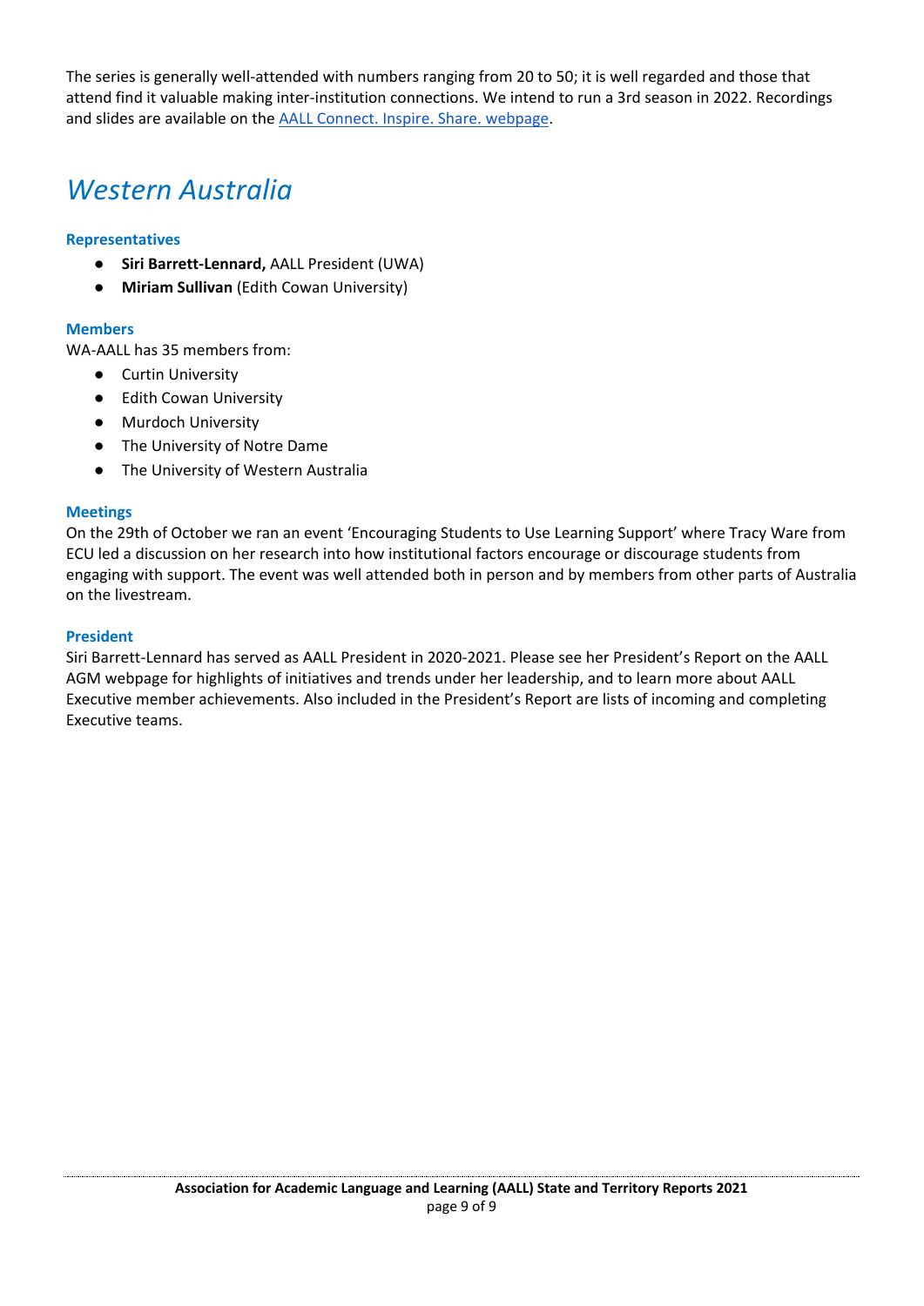The series is generally well-attended with numbers ranging from 20 to 50; it is well regarded and those that attend find it valuable making inter-institution connections. We intend to run a 3rd season in 2022. Recordings and slides are available on the AALL Connect. Inspire. Share. webpage.

# *Western Australia*

### Representatives

- **Siri Barrett-Lennard,** AALL President (UWA)
- **Miriam Sullivan** (Edith Cowan University)

### Members

WA-AALL has 35 members from:

- Curtin University
- Edith Cowan University
- Murdoch University
- The University of Notre Dame
- The University of Western Australia

### Meetings

On the 29th of October we ran an event 'Encouraging Students to Use Learning Support' where Tracy Ware from ECU led a discussion on her research into how institutional factors encourage or discourage students from engaging with support. The event was well attended both in person and by members from other parts of Australia on the livestream.

### President

Siri Barrett-Lennard has served as AALL President in 2020-2021. Please see her President's Report on the AALL AGM webpage for highlights of initiatives and trends under her leadership, and to learn more about AALL Executive member achievements. Also included in the President's Report are lists of incoming and completing Executive teams.